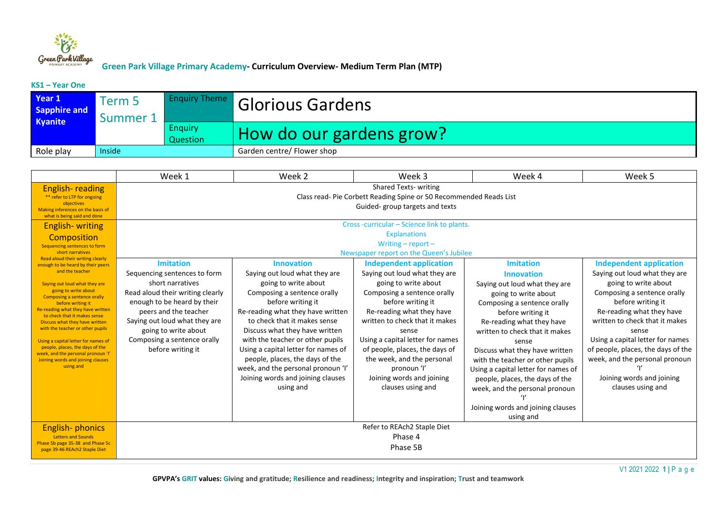**Green Park Village Primary Academy- Curriculum Overview- Medium Term Plan (MTP)**

**KS1 – Year One**

| **Year 1 Sapphire and Kyanite** | Term 5 Summer 1 | Enquiry Theme | Glorious Gardens |
|---|---|---|---|
| | | Enquiry Question | How do our gardens grow? |
| Role play | Inside | | Garden centre/ Flower shop |

| | Week 1 | Week 2 | Week 3 | Week 4 | Week 5 |
|---|---|---|---|---|---|
| English- reading<br>** refer to LTP for ongoing objectives<br>Making inferences on the basis of what is being said and done | Shared Texts- writing<br>Class read- Pie Corbett Reading Spine or 50 Recommended Reads List<br>Guided- group targets and texts | | | | |
| English- writing<br>Composition<br>Sequencing sentences to form short narratives<br>Read aloud their writing clearly enough to be heard by their peers and the teacher<br><br>Saying out loud what they are going to write about<br>Composing a sentence orally before writing it<br>Re-reading what they have written to check it makes sense<br>Discuss what they have written with the teacher or other pupils<br><br>Using a capital letter for names of people, places, the days of the week, and the personal pronoun 'I'<br>Joining words and joining clauses using and | Cross -curricular – Science link to plants.<br>Explanations<br>Writing – report –<br>Newspaper report on the Queen's Jubilee | | | | |
| | **Imitation**<br>Sequencing sentences to form short narratives<br>Read aloud their writing clearly enough to be heard by their peers and the teacher<br>Saying out loud what they are going to write about<br>Composing a sentence orally before writing it | **Innovation**<br>Saying out loud what they are going to write about<br>Composing a sentence orally before writing it<br>Re-reading what they have written to check that it makes sense<br>Discuss what they have written with the teacher or other pupils<br>Using a capital letter for names of people, places, the days of the week, and the personal pronoun 'I'<br>Joining words and joining clauses using and | **Independent application**<br>Saying out loud what they are going to write about<br>Composing a sentence orally before writing it<br>Re-reading what they have written to check that it makes sense<br>Using a capital letter for names of people, places, the days of the week, and the personal pronoun 'I'<br>Joining words and joining clauses using and | **Imitation**<br>**Innovation**<br>Saying out loud what they are going to write about<br>Composing a sentence orally before writing it<br>Re-reading what they have written to check that it makes sense<br>Discuss what they have written with the teacher or other pupils<br>Using a capital letter for names of people, places, the days of the week, and the personal pronoun 'I'<br>Joining words and joining clauses using and | **Independent application**<br>Saying out loud what they are going to write about<br>Composing a sentence orally before writing it<br>Re-reading what they have written to check that it makes sense<br>Using a capital letter for names of people, places, the days of the week, and the personal pronoun 'I'<br>Joining words and joining clauses using and |
| English- phonics<br>Letters and Sounds<br>Phase 5b page 35-38 and Phase 5c page 39-46 REAch2 Staple Diet | Refer to REAch2 Staple Diet<br>Phase 4<br>Phase 5B | | | | |

**GPVPA's GRIT values: Giving and gratitude; Resilience and readiness; Integrity and inspiration; Trust and teamwork**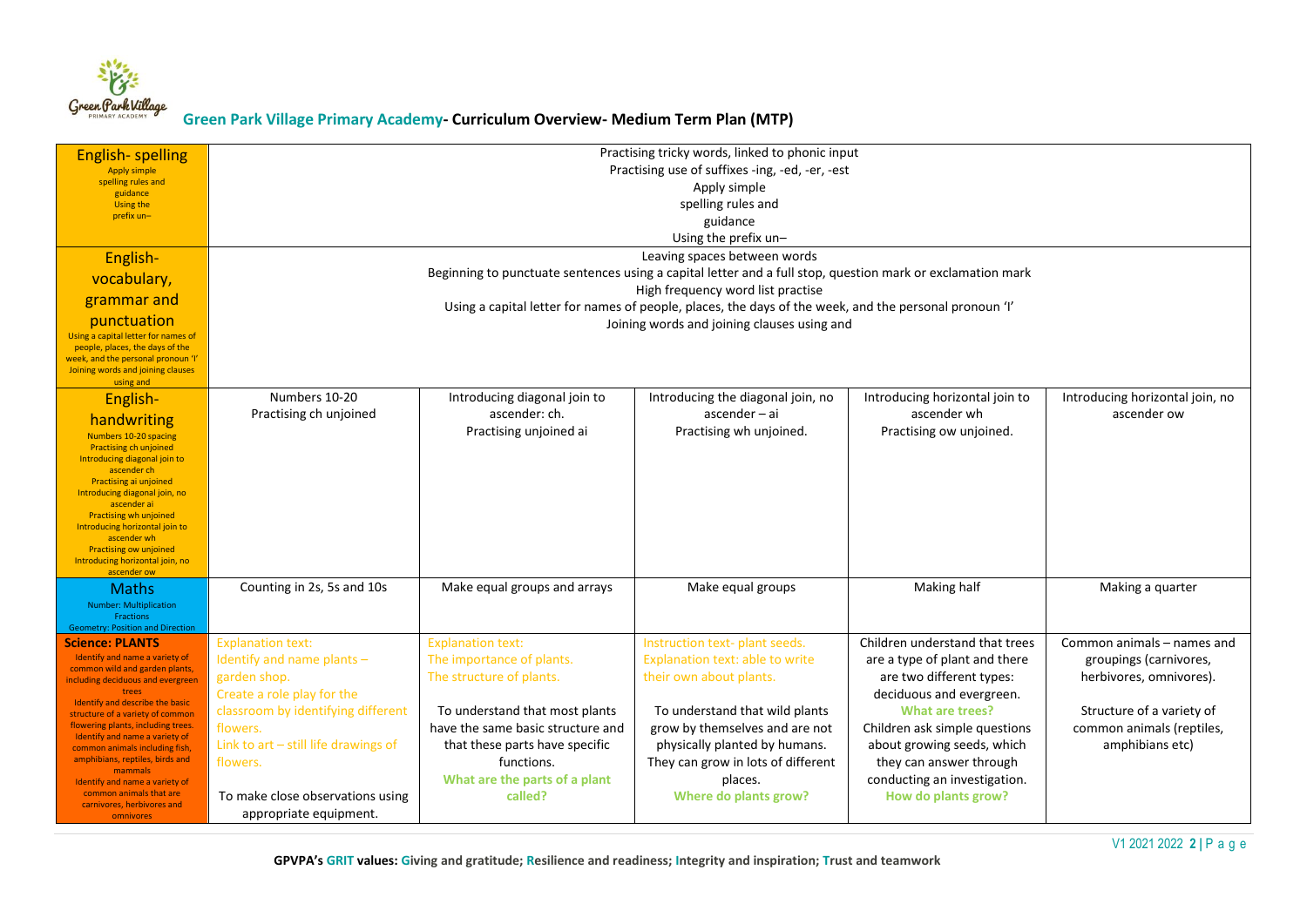## Green Park Village Primary Academy- Curriculum Overview- Medium Term Plan (MTP)

| Subject | | | | | |
|---|---|---|---|---|---|
| **English- spelling**<br>Apply simple spelling rules and guidance<br>Using the prefix un– | Practising tricky words, linked to phonic input<br>Practising use of suffixes -ing, -ed, -er, -est<br>Apply simple spelling rules and guidance<br>Using the prefix un– | | | | |
| **English- vocabulary, grammar and punctuation**<br>Using a capital letter for names of people, places, the days of the week, and the personal pronoun 'I'<br>Joining words and joining clauses using and | Leaving spaces between words<br>Beginning to punctuate sentences using a capital letter and a full stop, question mark or exclamation mark<br>High frequency word list practise<br>Using a capital letter for names of people, places, the days of the week, and the personal pronoun 'I'<br>Joining words and joining clauses using and | | | | |
| **English- handwriting**<br>Numbers 10-20 spacing<br>Practising ch unjoined<br>Introducing diagonal join to ascender ch<br>Practising ai unjoined<br>Introducing diagonal join, no ascender ai<br>Practising wh unjoined<br>Introducing horizontal join to ascender wh<br>Practising ow unjoined<br>Introducing horizontal join, no ascender ow | Numbers 10-20<br>Practising ch unjoined | Introducing diagonal join to ascender: ch.<br>Practising unjoined ai | Introducing the diagonal join, no ascender – ai<br>Practising wh unjoined. | Introducing horizontal join to ascender wh<br>Practising ow unjoined. | Introducing horizontal join, no ascender ow |
| **Maths**<br>Number: Multiplication<br>Fractions<br>Geometry: Position and Direction | Counting in 2s, 5s and 10s | Make equal groups and arrays | Make equal groups | Making half | Making a quarter |
| **Science: PLANTS**<br>Identify and name a variety of common wild and garden plants, including deciduous and evergreen trees<br>Identify and describe the basic structure of a variety of common flowering plants, including trees.<br>Identify and name a variety of common animals including fish, amphibians, reptiles, birds and mammals<br>Identify and name a variety of common animals that are carnivores, herbivores and omnivores | Explanation text:<br>Identify and name plants – garden shop.<br>Create a role play for the classroom by identifying different flowers.<br>Link to art – still life drawings of flowers.<br><br>To make close observations using appropriate equipment. | Explanation text:<br>The importance of plants.<br>The structure of plants.<br><br>To understand that most plants have the same basic structure and that these parts have specific functions.<br>**What are the parts of a plant called?** | Instruction text- plant seeds.<br>Explanation text: able to write their own about plants.<br><br>To understand that wild plants grow by themselves and are not physically planted by humans. They can grow in lots of different places.<br>**Where do plants grow?** | Children understand that trees are a type of plant and there are two different types: deciduous and evergreen.<br>**What are trees?**<br>Children ask simple questions about growing seeds, which they can answer through conducting an investigation.<br>**How do plants grow?** | Common animals – names and groupings (carnivores, herbivores, omnivores).<br><br>Structure of a variety of common animals (reptiles, amphibians etc) |

**GPVPA's GRIT values: Giving and gratitude; Resilience and readiness; Integrity and inspiration; Trust and teamwork**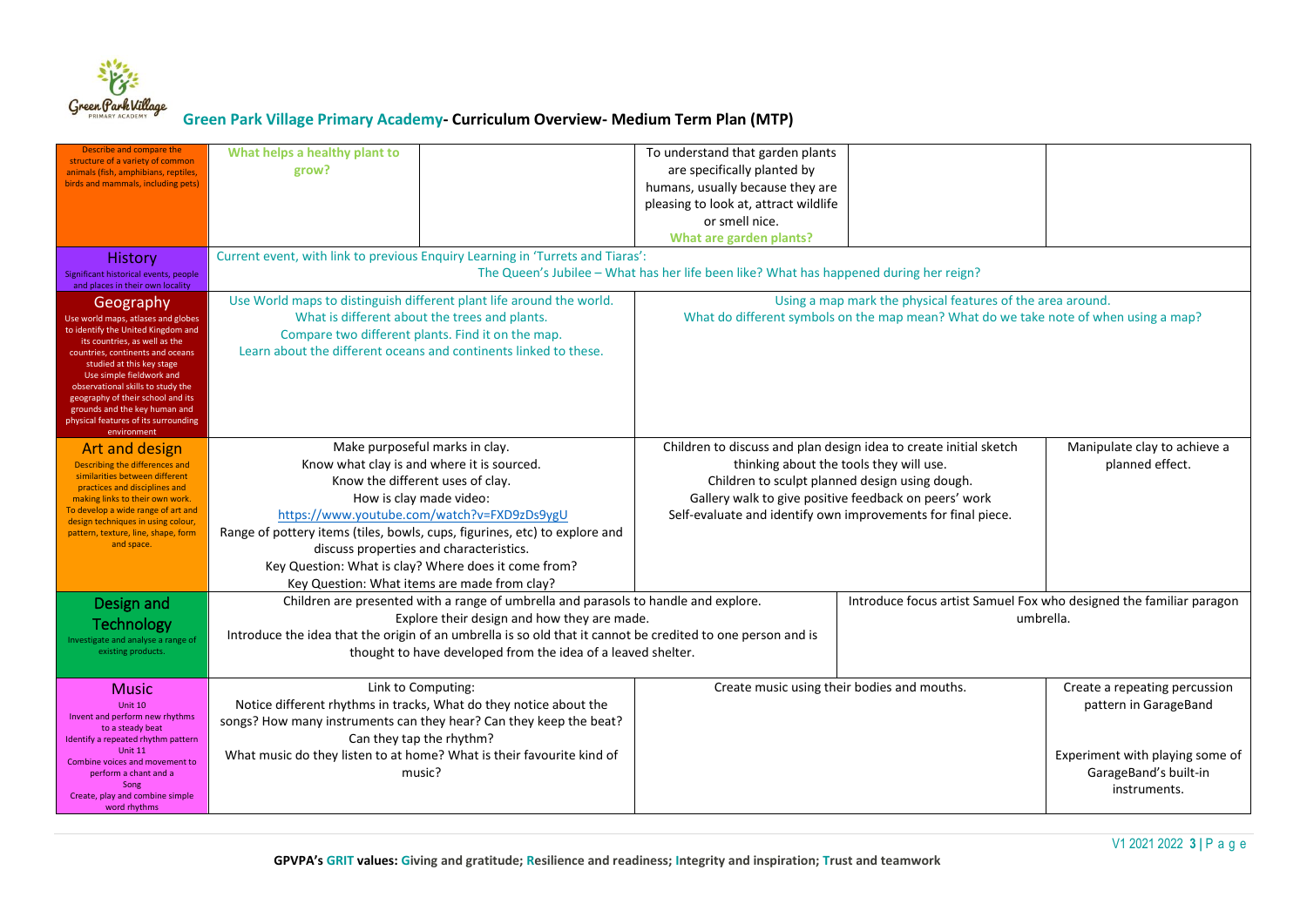## Green Park Village Primary Academy- Curriculum Overview- Medium Term Plan (MTP)

| | | | | | |
|---|---|---|---|---|---|
| Describe and compare the structure of a variety of common animals (fish, amphibians, reptiles, birds and mammals, including pets) | What helps a healthy plant to grow? | | To understand that garden plants are specifically planted by humans, usually because they are pleasing to look at, attract wildlife or smell nice. What are garden plants? | | |
| **History** Significant historical events, people and places in their own locality | Current event, with link to previous Enquiry Learning in 'Turrets and Tiaras': The Queen's Jubilee – What has her life been like? What has happened during her reign? | | | | |
| **Geography** Use world maps, atlases and globes to identify the United Kingdom and its countries, as well as the countries, continents and oceans studied at this key stage. Use simple fieldwork and observational skills to study the geography of their school and its grounds and the key human and physical features of its surrounding environment | Use World maps to distinguish different plant life around the world. What is different about the trees and plants. Compare two different plants. Find it on the map. Learn about the different oceans and continents linked to these. | | Using a map mark the physical features of the area around. What do different symbols on the map mean? What do we take note of when using a map? | | |
| **Art and design** Describing the differences and similarities between different practices and disciplines and making links to their own work. To develop a wide range of art and design techniques in using colour, pattern, texture, line, shape, form and space. | Make purposeful marks in clay. Know what clay is and where it is sourced. Know the different uses of clay. How is clay made video: https://www.youtube.com/watch?v=FXD9zDs9ygU Range of pottery items (tiles, bowls, cups, figurines, etc) to explore and discuss properties and characteristics. Key Question: What is clay? Where does it come from? Key Question: What items are made from clay? | | Children to discuss and plan design idea to create initial sketch thinking about the tools they will use. Children to sculpt planned design using dough. Gallery walk to give positive feedback on peers' work Self-evaluate and identify own improvements for final piece. | | Manipulate clay to achieve a planned effect. |
| **Design and Technology** Investigate and analyse a range of existing products. | Children are presented with a range of umbrella and parasols to handle and explore. Explore their design and how they are made. Introduce the idea that the origin of an umbrella is so old that it cannot be credited to one person and is thought to have developed from the idea of a leaved shelter. | | | Introduce focus artist Samuel Fox who designed the familiar paragon umbrella. | |
| **Music** Unit 10 Invent and perform new rhythms to a steady beat Identify a repeated rhythm pattern Unit 11 Combine voices and movement to perform a chant and a Song Create, play and combine simple word rhythms | Link to Computing: Notice different rhythms in tracks, What do they notice about the songs? How many instruments can they hear? Can they keep the beat? Can they tap the rhythm? What music do they listen to at home? What is their favourite kind of music? | | Create music using their bodies and mouths. | | Create a repeating percussion pattern in GarageBand. Experiment with playing some of GarageBand's built-in instruments. |

GPVPA's GRIT values: Giving and gratitude; Resilience and readiness; Integrity and inspiration; Trust and teamwork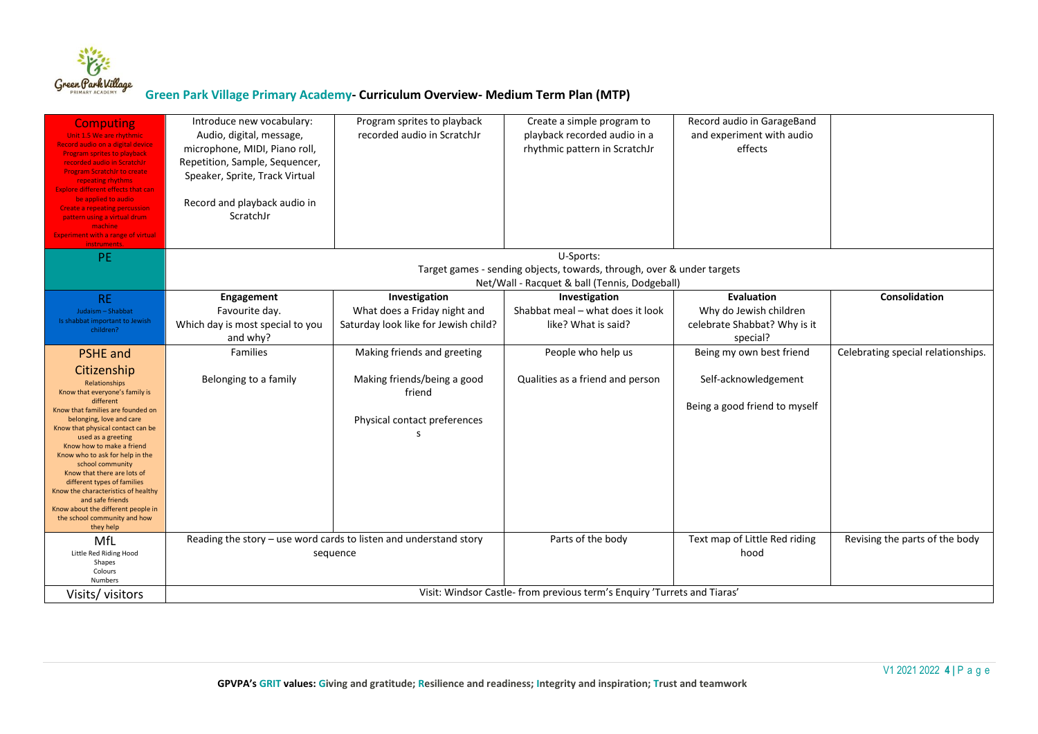## Green Park Village Primary Academy- Curriculum Overview- Medium Term Plan (MTP)

| | | | | | |
|---|---|---|---|---|---|
| **Computing**<br>Unit 1.5 We are rhythmic<br>Record audio on a digital device<br>Program sprites to playback recorded audio in ScratchJr<br>Program ScratchJr to create repeating rhythms<br>Explore different effects that can be applied to audio<br>Create a repeating percussion pattern using a virtual drum machine<br>Experiment with a range of virtual instruments | Introduce new vocabulary: Audio, digital, message, microphone, MIDI, Piano roll, Repetition, Sample, Sequencer, Speaker, Sprite, Track Virtual<br><br>Record and playback audio in ScratchJr | Program sprites to playback recorded audio in ScratchJr | Create a simple program to playback recorded audio in a rhythmic pattern in ScratchJr | Record audio in GarageBand and experiment with audio effects | |
| **PE** | U-Sports:<br>Target games - sending objects, towards, through, over & under targets<br>Net/Wall - Racquet & ball (Tennis, Dodgeball) | | | | |
| **RE**<br>Judaism – Shabbat<br>Is shabbat important to Jewish children? | **Engagement**<br>Favourite day.<br>Which day is most special to you and why? | **Investigation**<br>What does a Friday night and Saturday look like for Jewish child? | **Investigation**<br>Shabbat meal – what does it look like? What is said? | **Evaluation**<br>Why do Jewish children celebrate Shabbat? Why is it special? | **Consolidation** |
| **PSHE and Citizenship**<br>Relationships<br>Know that everyone's family is different<br>Know that families are founded on belonging, love and care<br>Know that physical contact can be used as a greeting<br>Know how to make a friend<br>Know who to ask for help in the school community<br>Know that there are lots of different types of families<br>Know the characteristics of healthy and safe friends<br>Know about the different people in the school community and how they help | Families<br><br>Belonging to a family | Making friends and greeting<br><br>Making friends/being a good friend<br><br>Physical contact preferences | People who help us<br><br>Qualities as a friend and person | Being my own best friend<br><br>Self-acknowledgement<br><br>Being a good friend to myself | Celebrating special relationships. |
| **MfL**<br>Little Red Riding Hood<br>Shapes<br>Colours<br>Numbers | Reading the story – use word cards to listen and understand story sequence | | Parts of the body | Text map of Little Red riding hood | Revising the parts of the body |
| **Visits/ visitors** | Visit: Windsor Castle- from previous term's Enquiry 'Turrets and Tiaras' | | | | |

**GPVPA's GRIT values: Giving and gratitude; Resilience and readiness; Integrity and inspiration; Trust and teamwork**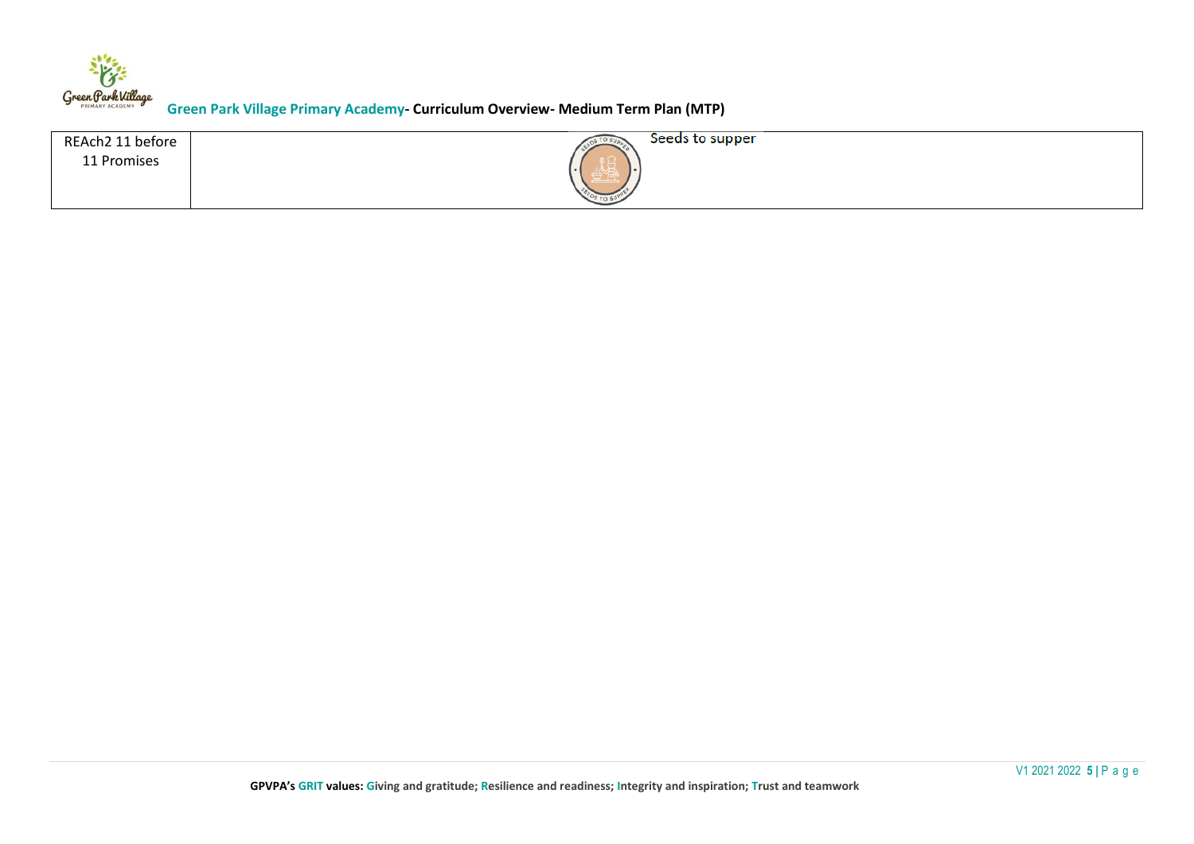| | |
|---|---|
| REAch2 11 before 11 Promises | Seeds to supper |